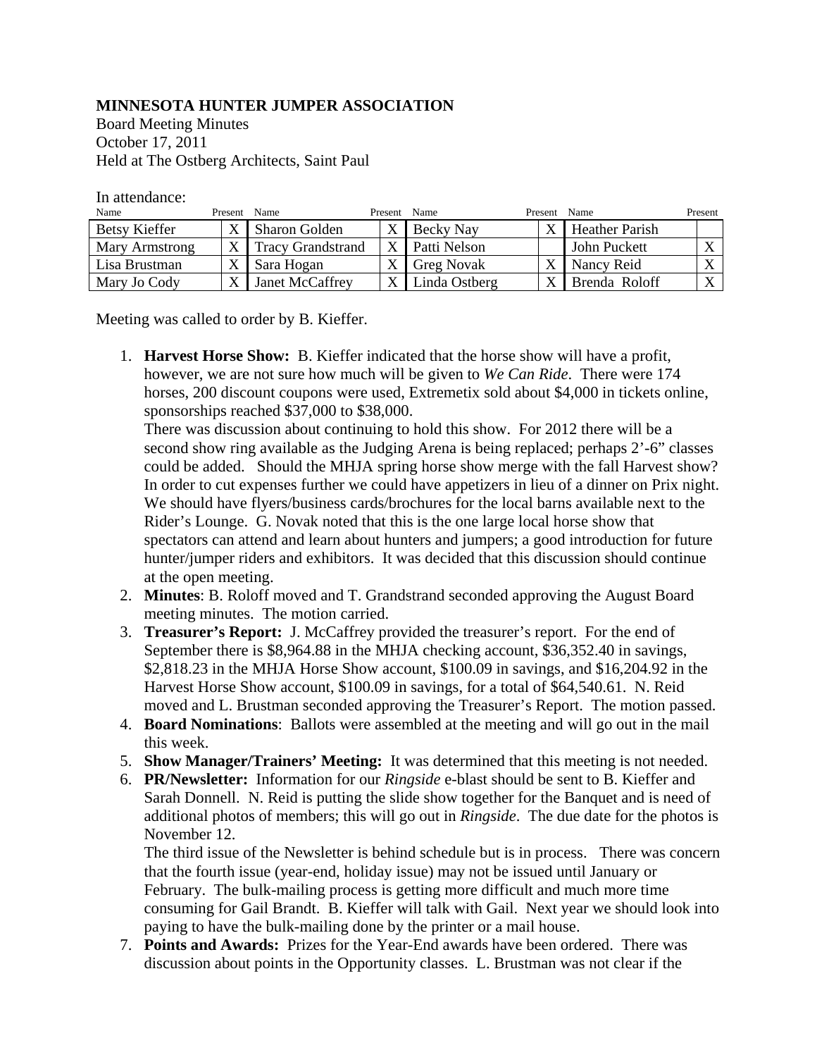**MINNESOTA HUNTER JUMPER ASSOCIATION**
Board Meeting Minutes
October 17, 2011
Held at The Ostberg Architects, Saint Paul

In attendance:

| Name | Present | Name | Present | Name | Present | Name | Present |
|---|---|---|---|---|---|---|---|
| Betsy Kieffer | X | Sharon Golden | X | Becky Nay | X | Heather Parish | |
| Mary Armstrong | X | Tracy Grandstrand | X | Patti Nelson | | John Puckett | X |
| Lisa Brustman | X | Sara Hogan | X | Greg Novak | X | Nancy Reid | X |
| Mary Jo Cody | X | Janet McCaffrey | X | Linda Ostberg | X | Brenda Roloff | X |

Meeting was called to order by B. Kieffer.

1. **Harvest Horse Show:** B. Kieffer indicated that the horse show will have a profit, however, we are not sure how much will be given to *We Can Ride*. There were 174 horses, 200 discount coupons were used, Extremetix sold about $4,000 in tickets online, sponsorships reached $37,000 to $38,000.
   There was discussion about continuing to hold this show. For 2012 there will be a second show ring available as the Judging Arena is being replaced; perhaps 2'-6" classes could be added. Should the MHJA spring horse show merge with the fall Harvest show? In order to cut expenses further we could have appetizers in lieu of a dinner on Prix night. We should have flyers/business cards/brochures for the local barns available next to the Rider's Lounge. G. Novak noted that this is the one large local horse show that spectators can attend and learn about hunters and jumpers; a good introduction for future hunter/jumper riders and exhibitors. It was decided that this discussion should continue at the open meeting.
2. **Minutes**: B. Roloff moved and T. Grandstrand seconded approving the August Board meeting minutes. The motion carried.
3. **Treasurer's Report:** J. McCaffrey provided the treasurer's report. For the end of September there is $8,964.88 in the MHJA checking account, $36,352.40 in savings, $2,818.23 in the MHJA Horse Show account, $100.09 in savings, and $16,204.92 in the Harvest Horse Show account, $100.09 in savings, for a total of $64,540.61. N. Reid moved and L. Brustman seconded approving the Treasurer's Report. The motion passed.
4. **Board Nominations**: Ballots were assembled at the meeting and will go out in the mail this week.
5. **Show Manager/Trainers' Meeting:** It was determined that this meeting is not needed.
6. **PR/Newsletter:** Information for our *Ringside* e-blast should be sent to B. Kieffer and Sarah Donnell. N. Reid is putting the slide show together for the Banquet and is need of additional photos of members; this will go out in *Ringside*. The due date for the photos is November 12.
   The third issue of the Newsletter is behind schedule but is in process. There was concern that the fourth issue (year-end, holiday issue) may not be issued until January or February. The bulk-mailing process is getting more difficult and much more time consuming for Gail Brandt. B. Kieffer will talk with Gail. Next year we should look into paying to have the bulk-mailing done by the printer or a mail house.
7. **Points and Awards:** Prizes for the Year-End awards have been ordered. There was discussion about points in the Opportunity classes. L. Brustman was not clear if the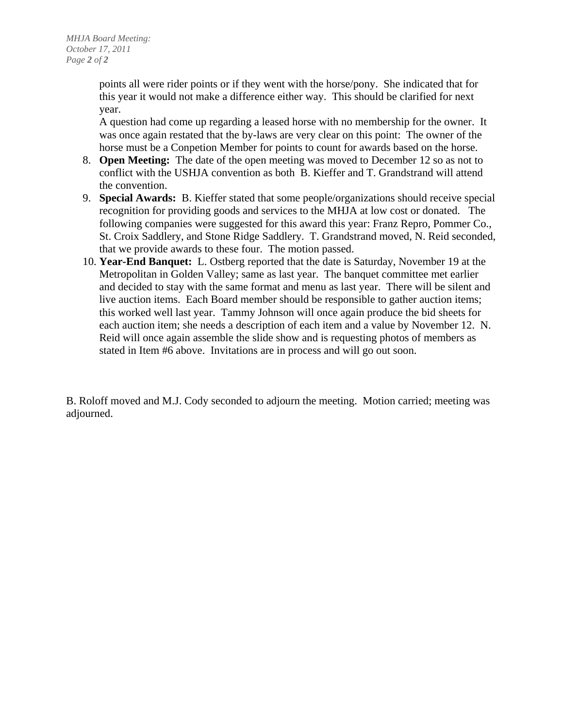points all were rider points or if they went with the horse/pony. She indicated that for this year it would not make a difference either way. This should be clarified for next year.
A question had come up regarding a leased horse with no membership for the owner. It was once again restated that the by-laws are very clear on this point: The owner of the horse must be a Conpetion Member for points to count for awards based on the horse.

8. **Open Meeting:** The date of the open meeting was moved to December 12 so as not to conflict with the USHJA convention as both B. Kieffer and T. Grandstrand will attend the convention.
9. **Special Awards:** B. Kieffer stated that some people/organizations should receive special recognition for providing goods and services to the MHJA at low cost or donated. The following companies were suggested for this award this year: Franz Repro, Pommer Co., St. Croix Saddlery, and Stone Ridge Saddlery. T. Grandstrand moved, N. Reid seconded, that we provide awards to these four. The motion passed.
10. **Year-End Banquet:** L. Ostberg reported that the date is Saturday, November 19 at the Metropolitan in Golden Valley; same as last year. The banquet committee met earlier and decided to stay with the same format and menu as last year. There will be silent and live auction items. Each Board member should be responsible to gather auction items; this worked well last year. Tammy Johnson will once again produce the bid sheets for each auction item; she needs a description of each item and a value by November 12. N. Reid will once again assemble the slide show and is requesting photos of members as stated in Item #6 above. Invitations are in process and will go out soon.

B. Roloff moved and M.J. Cody seconded to adjourn the meeting. Motion carried; meeting was adjourned.